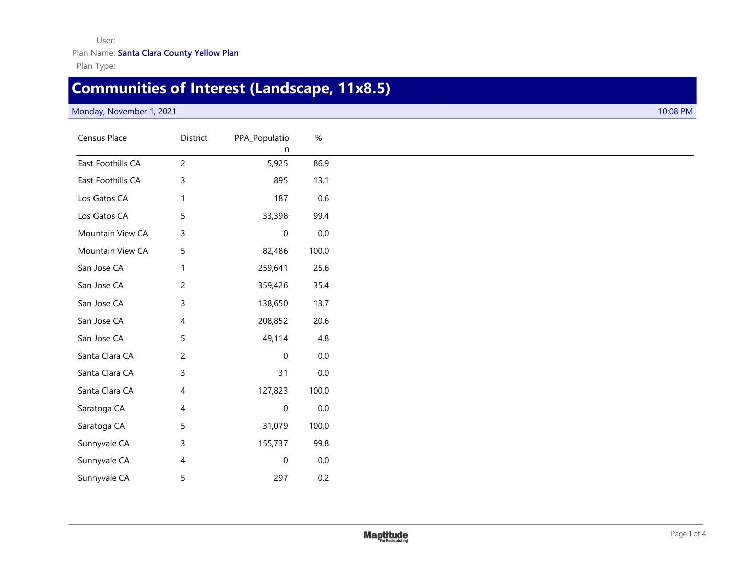User:

Plan Name: **Santa Clara County Yellow Plan**

Plan Type:

# Communities of Interest (Landscape, 11x8.5)

Monday, November 1, 2021 10:08 PM

| Census Place | District | PPA_Population | % |
|---|---|---|---|
| East Foothills CA | 2 | 5,925 | 86.9 |
| East Foothills CA | 3 | 895 | 13.1 |
| Los Gatos CA | 1 | 187 | 0.6 |
| Los Gatos CA | 5 | 33,398 | 99.4 |
| Mountain View CA | 3 | 0 | 0.0 |
| Mountain View CA | 5 | 82,486 | 100.0 |
| San Jose CA | 1 | 259,641 | 25.6 |
| San Jose CA | 2 | 359,426 | 35.4 |
| San Jose CA | 3 | 138,650 | 13.7 |
| San Jose CA | 4 | 208,852 | 20.6 |
| San Jose CA | 5 | 49,114 | 4.8 |
| Santa Clara CA | 2 | 0 | 0.0 |
| Santa Clara CA | 3 | 31 | 0.0 |
| Santa Clara CA | 4 | 127,823 | 100.0 |
| Saratoga CA | 4 | 0 | 0.0 |
| Saratoga CA | 5 | 31,079 | 100.0 |
| Sunnyvale CA | 3 | 155,737 | 99.8 |
| Sunnyvale CA | 4 | 0 | 0.0 |
| Sunnyvale CA | 5 | 297 | 0.2 |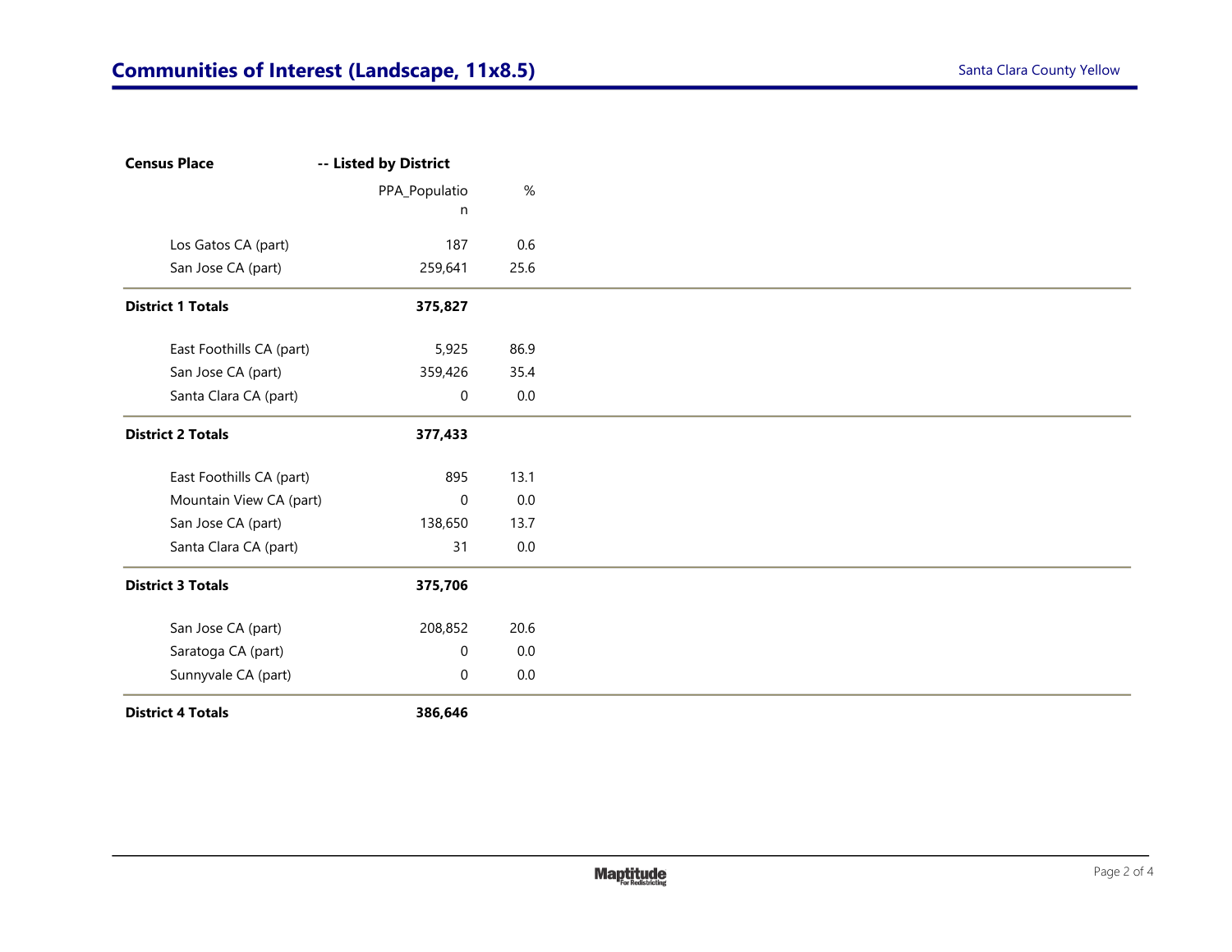## Communities of Interest (Landscape, 11x8.5)

Santa Clara County Yellow

| Census Place | -- Listed by District | |
|---|---|---|
| | PPA_Population | % |
| Los Gatos CA (part) | 187 | 0.6 |
| San Jose CA (part) | 259,641 | 25.6 |
| **District 1 Totals** | **375,827** | |
| East Foothills CA (part) | 5,925 | 86.9 |
| San Jose CA (part) | 359,426 | 35.4 |
| Santa Clara CA (part) | 0 | 0.0 |
| **District 2 Totals** | **377,433** | |
| East Foothills CA (part) | 895 | 13.1 |
| Mountain View CA (part) | 0 | 0.0 |
| San Jose CA (part) | 138,650 | 13.7 |
| Santa Clara CA (part) | 31 | 0.0 |
| **District 3 Totals** | **375,706** | |
| San Jose CA (part) | 208,852 | 20.6 |
| Saratoga CA (part) | 0 | 0.0 |
| Sunnyvale CA (part) | 0 | 0.0 |
| **District 4 Totals** | **386,646** | |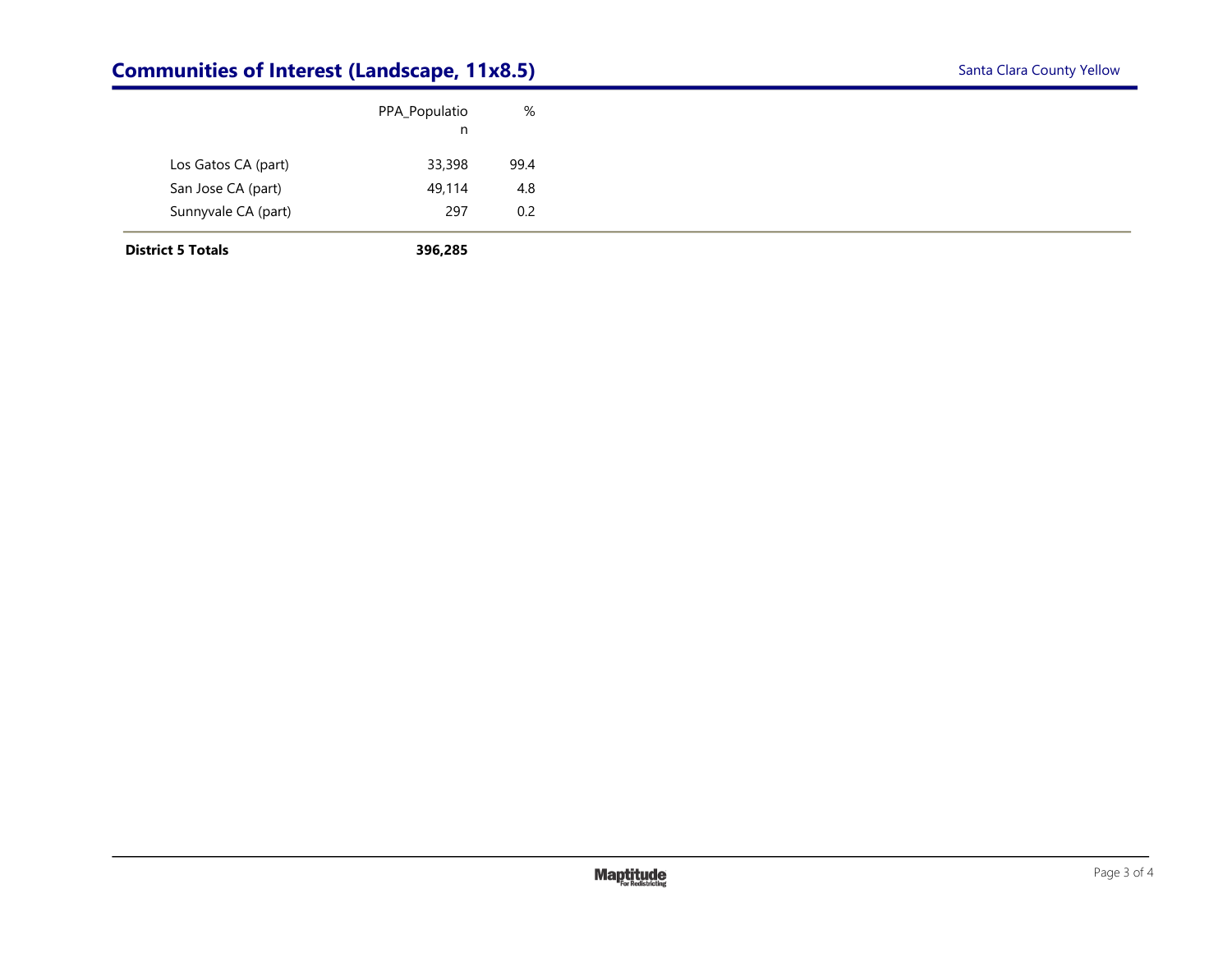## Communities of Interest (Landscape, 11x8.5)

Santa Clara County Yellow

| | PPA_Population | % |
|---|---|---|
| Los Gatos CA (part) | 33,398 | 99.4 |
| San Jose CA (part) | 49,114 | 4.8 |
| Sunnyvale CA (part) | 297 | 0.2 |
| **District 5 Totals** | **396,285** | |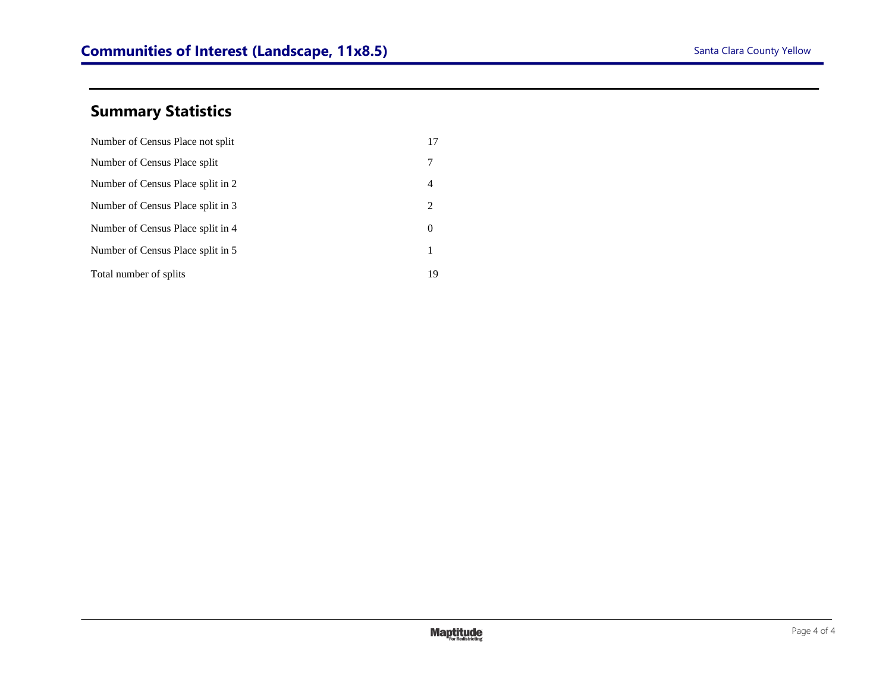## Summary Statistics

| | |
|---|---|
| Number of Census Place not split | 17 |
| Number of Census Place split | 7 |
| Number of Census Place split in 2 | 4 |
| Number of Census Place split in 3 | 2 |
| Number of Census Place split in 4 | 0 |
| Number of Census Place split in 5 | 1 |
| Total number of splits | 19 |